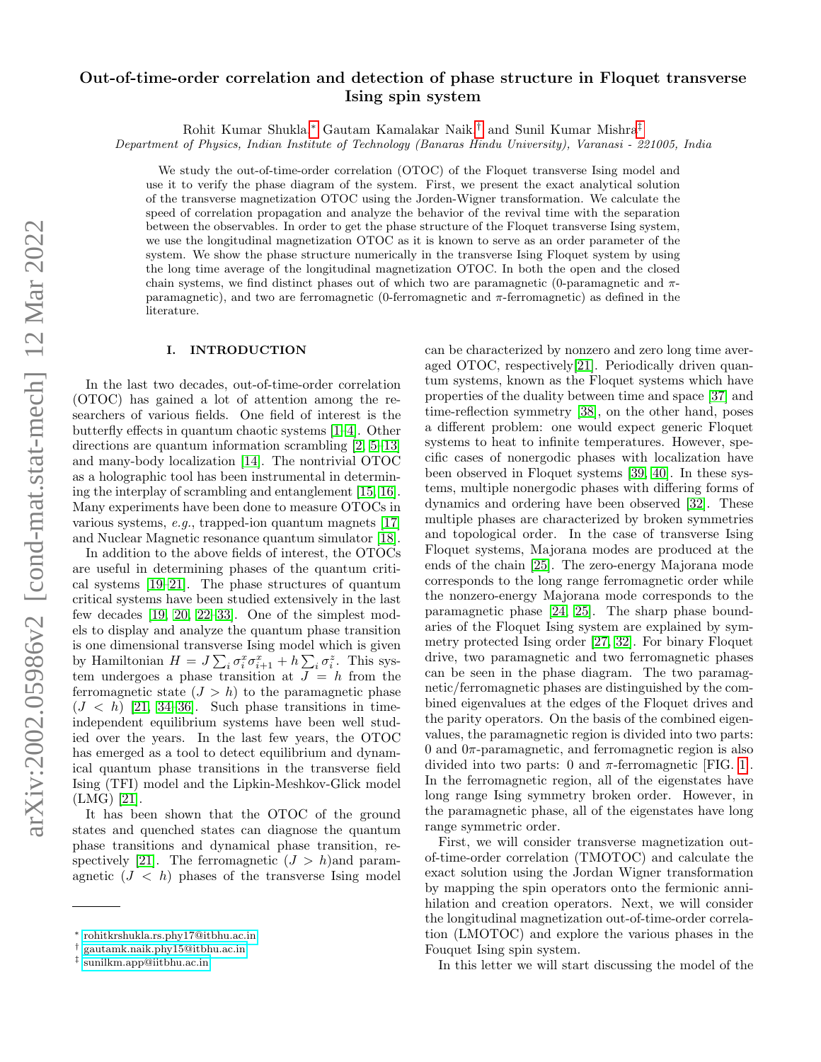# Out-of-time-order correlation and detection of phase structure in Floquet transverse Ising spin system

Rohit Kumar Shukla,* Gautam Kamalakar Naik,† and Sunil Kumar Mishra‡

*Department of Physics, Indian Institute of Technology (Banaras Hindu University), Varanasi - 221005, India*

We study the out-of-time-order correlation (OTOC) of the Floquet transverse Ising model and use it to verify the phase diagram of the system. First, we present the exact analytical solution of the transverse magnetization OTOC using the Jorden-Wigner transformation. We calculate the speed of correlation propagation and analyze the behavior of the revival time with the separation between the observables. In order to get the phase structure of the Floquet transverse Ising system, we use the longitudinal magnetization OTOC as it is known to serve as an order parameter of the system. We show the phase structure numerically in the transverse Ising Floquet system by using the long time average of the longitudinal magnetization OTOC. In both the open and the closed chain systems, we find distinct phases out of which two are paramagnetic (0-paramagnetic and $\pi$-paramagnetic), and two are ferromagnetic (0-ferromagnetic and $\pi$-ferromagnetic) as defined in the literature.

## I. INTRODUCTION

In the last two decades, out-of-time-order correlation (OTOC) has gained a lot of attention among the researchers of various fields. One field of interest is the butterfly effects in quantum chaotic systems [1–4]. Other directions are quantum information scrambling [2, 5–13] and many-body localization [14]. The nontrivial OTOC as a holographic tool has been instrumental in determining the interplay of scrambling and entanglement [15, 16]. Many experiments have been done to measure OTOCs in various systems, *e.g.*, trapped-ion quantum magnets [17] and Nuclear Magnetic resonance quantum simulator [18].

In addition to the above fields of interest, the OTOCs are useful in determining phases of the quantum critical systems [19–21]. The phase structures of quantum critical systems have been studied extensively in the last few decades [19, 20, 22–33]. One of the simplest models to display and analyze the quantum phase transition is one dimensional transverse Ising model which is given by Hamiltonian $H = J\sum_i \sigma_i^x \sigma_{i+1}^x + h\sum_i \sigma_i^z$. This system undergoes a phase transition at $J = h$ from the ferromagnetic state ($J > h$) to the paramagnetic phase ($J < h$) [21, 34–36]. Such phase transitions in time-independent equilibrium systems have been well studied over the years. In the last few years, the OTOC has emerged as a tool to detect equilibrium and dynamical quantum phase transitions in the transverse field Ising (TFI) model and the Lipkin-Meshkov-Glick model (LMG) [21].

It has been shown that the OTOC of the ground states and quenched states can diagnose the quantum phase transitions and dynamical phase transition, respectively [21]. The ferromagnetic ($J > h$)and paramagnetic ($J < h$) phases of the transverse Ising model can be characterized by nonzero and zero long time averaged OTOC, respectively[21]. Periodically driven quantum systems, known as the Floquet systems which have properties of the duality between time and space [37] and time-reflection symmetry [38], on the other hand, poses a different problem: one would expect generic Floquet systems to heat to infinite temperatures. However, specific cases of nonergodic phases with localization have been observed in Floquet systems [39, 40]. In these systems, multiple nonergodic phases with differing forms of dynamics and ordering have been observed [32]. These multiple phases are characterized by broken symmetries and topological order. In the case of transverse Ising Floquet systems, Majorana modes are produced at the ends of the chain [25]. The zero-energy Majorana mode corresponds to the long range ferromagnetic order while the nonzero-energy Majorana mode corresponds to the paramagnetic phase [24, 25]. The sharp phase boundaries of the Floquet Ising system are explained by symmetry protected Ising order [27, 32]. For binary Floquet drive, two paramagnetic and two ferromagnetic phases can be seen in the phase diagram. The two paramagnetic/ferromagnetic phases are distinguished by the combined eigenvalues at the edges of the Floquet drives and the parity operators. On the basis of the combined eigenvalues, the paramagnetic region is divided into two parts: 0 and 0$\pi$-paramagnetic, and ferromagnetic region is also divided into two parts: 0 and $\pi$-ferromagnetic [FIG. 1]. In the ferromagnetic region, all of the eigenstates have long range Ising symmetry broken order. However, in the paramagnetic phase, all of the eigenstates have long range symmetric order.

First, we will consider transverse magnetization out-of-time-order correlation (TMOTOC) and calculate the exact solution using the Jordan Wigner transformation by mapping the spin operators onto the fermionic annihilation and creation operators. Next, we will consider the longitudinal magnetization out-of-time-order correlation (LMOTOC) and explore the various phases in the Fouquet Ising spin system.

In this letter we will start discussing the model of the

* rohitkrshukla.rs.phy17@itbhu.ac.in
† gautamk.naik.phy15@itbhu.ac.in
‡ sunilkm.app@iitbhu.ac.in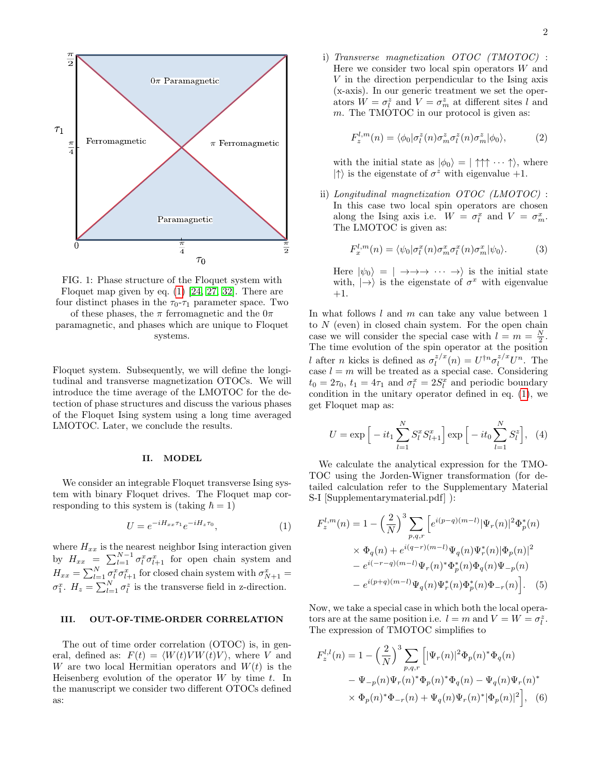FIG. 1: Phase structure of the Floquet system with Floquet map given by eq. (1) [24, 27, 32]. There are four distinct phases in the $\tau_0$-$\tau_1$ parameter space. Two of these phases, the $\pi$ ferromagnetic and the $0\pi$ paramagnetic, and phases which are unique to Floquet systems.

Floquet system. Subsequently, we will define the longitudinal and transverse magnetization OTOCs. We will introduce the time average of the LMOTOC for the detection of phase structures and discuss the various phases of the Floquet Ising system using a long time averaged LMOTOC. Later, we conclude the results.

## II. MODEL

We consider an integrable Floquet transverse Ising system with binary Floquet drives. The Floquet map corresponding to this system is (taking $\hbar = 1$)

$$U = e^{-iH_{xx}\tau_1} e^{-iH_z\tau_0}, \tag{1}$$

where $H_{xx}$ is the nearest neighbor Ising interaction given by $H_{xx} = \sum_{l=1}^{N-1} \sigma_l^x \sigma_{l+1}^x$ for open chain system and $H_{xx} = \sum_{l=1}^{N} \sigma_l^x \sigma_{l+1}^x$ for closed chain system with $\sigma_{N+1}^x = \sigma_1^x$. $H_z = \sum_{l=1}^{N} \sigma_l^z$ is the transverse field in z-direction.

## III. OUT-OF-TIME-ORDER CORRELATION

The out of time order correlation (OTOC) is, in general, defined as: $F(t) = \langle W(t) V W(t) V \rangle$, where $V$ and $W$ are two local Hermitian operators and $W(t)$ is the Heisenberg evolution of the operator $W$ by time $t$. In the manuscript we consider two different OTOCs defined as:

i) *Transverse magnetization OTOC (TMOTOC)* : Here we consider two local spin operators $W$ and $V$ in the direction perpendicular to the Ising axis (x-axis). In our generic treatment we set the operators $W = \sigma_l^z$ and $V = \sigma_m^z$ at different sites $l$ and $m$. The TMOTOC in our protocol is given as:

$$F_z^{l,m}(n) = \langle \phi_0 | \sigma_l^z(n) \sigma_m^z \sigma_l^z(n) \sigma_m^z | \phi_0 \rangle, \tag{2}$$

with the initial state as $|\phi_0\rangle = |\uparrow\uparrow\uparrow \cdots \uparrow\rangle$, where $|\uparrow\rangle$ is the eigenstate of $\sigma^z$ with eigenvalue $+1$.

ii) *Longitudinal magnetization OTOC (LMOTOC)* : In this case two local spin operators are chosen along the Ising axis i.e. $W = \sigma_l^x$ and $V = \sigma_m^x$. The LMOTOC is given as:

$$F_x^{l,m}(n) = \langle \psi_0 | \sigma_l^x(n) \sigma_m^x \sigma_l^x(n) \sigma_m^x | \psi_0 \rangle. \tag{3}$$

Here $|\psi_0\rangle = |\rightarrow\rightarrow\rightarrow \cdots \rightarrow\rangle$ is the initial state with, $|\rightarrow\rangle$ is the eigenstate of $\sigma^x$ with eigenvalue $+1$.

In what follows $l$ and $m$ can take any value between 1 to $N$ (even) in closed chain system. For the open chain case we will consider the special case with $l = m = \frac{N}{2}$. The time evolution of the spin operator at the position $l$ after $n$ kicks is defined as $\sigma_l^{z/x}(n) = U^{\dagger n} \sigma_l^{z/x} U^n$. The case $l = m$ will be treated as a special case. Considering $t_0 = 2\tau_0$, $t_1 = 4\tau_1$ and $\sigma_l^x = 2S_l^x$ and periodic boundary condition in the unitary operator defined in eq. (1), we get Floquet map as:

$$U = \exp\Big[ -it_1 \sum_{l=1}^{N} S_l^x S_{l+1}^x \Big] \exp\Big[ -it_0 \sum_{l=1}^{N} S_l^z \Big], \tag{4}$$

We calculate the analytical expression for the TMOTOC using the Jorden-Wigner transformation (for detailed calculation refer to the Supplementary Material S-I [Supplementarymaterial.pdf] ):

$$\begin{aligned} F_z^{l,m}(n) = 1 - \Big(\frac{2}{N}\Big)^3 \sum_{p,q,r} \Big[ & e^{i(p-q)(m-l)} |\Psi_r(n)|^2 \Phi_p^*(n) \\ & \times \Phi_q(n) + e^{i(q-r)(m-l)} \Psi_q(n) \Psi_r^*(n) |\Phi_p(n)|^2 \\ & - e^{i(-r-q)(m-l)} \Psi_r(n)^* \Phi_p^*(n) \Phi_q(n) \Psi_{-p}(n) \\ & - e^{i(p+q)(m-l)} \Psi_q(n) \Psi_r^*(n) \Phi_p^*(n) \Phi_{-r}(n) \Big]. \end{aligned} \tag{5}$$

Now, we take a special case in which both the local operators are at the same position i.e. $l = m$ and $V = W = \sigma_l^z$. The expression of TMOTOC simplifies to

$$\begin{aligned} F_z^{l,l}(n) = 1 - \Big(\frac{2}{N}\Big)^3 \sum_{p,q,r} \Big[ & |\Psi_r(n)|^2 \Phi_p(n)^* \Phi_q(n) \\ & - \Psi_{-p}(n) \Psi_r(n)^* \Phi_p(n)^* \Phi_q(n) - \Psi_q(n) \Psi_r(n)^* \\ & \times \Phi_p(n)^* \Phi_{-r}(n) + \Psi_q(n) \Psi_r(n)^* |\Phi_p(n)|^2 \Big], \end{aligned} \tag{6}$$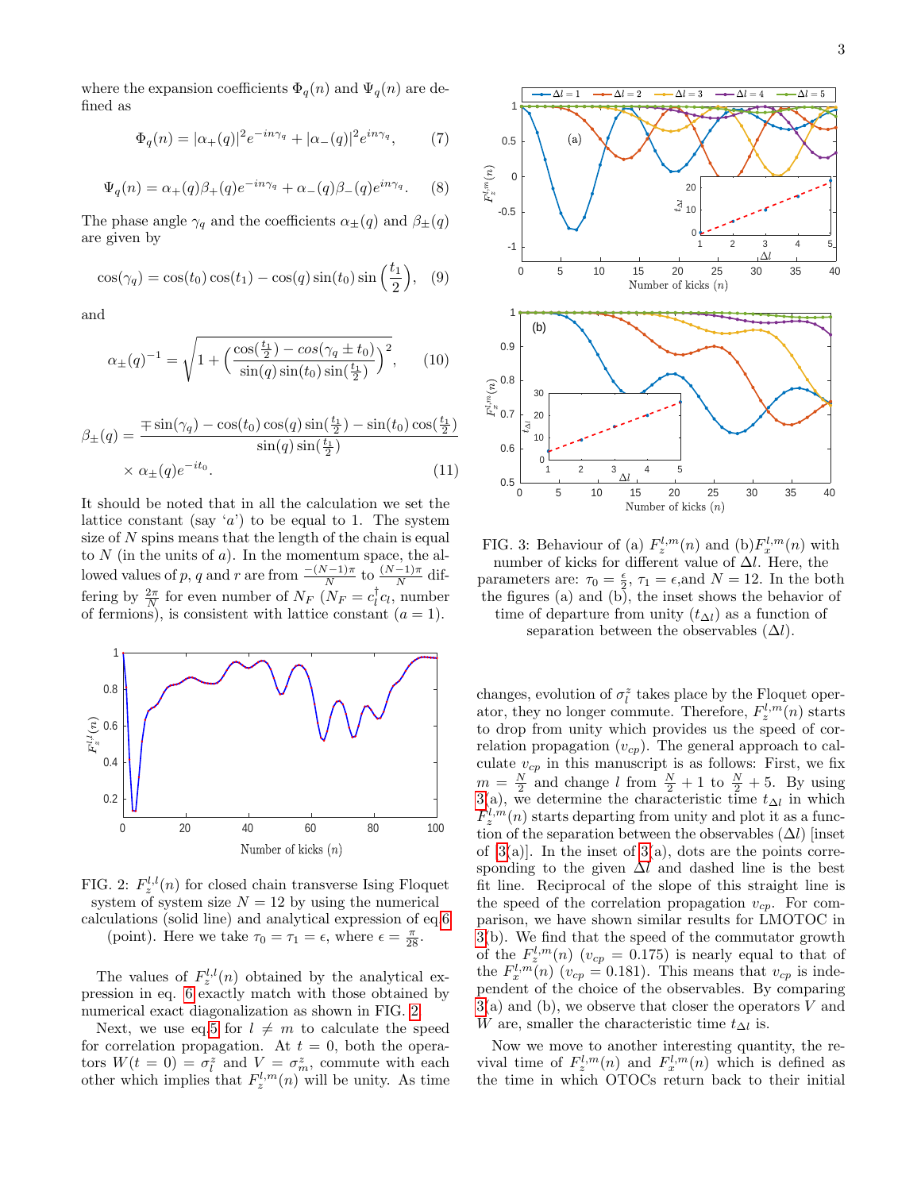where the expansion coefficients $\Phi_q(n)$ and $\Psi_q(n)$ are defined as

$$\Phi_q(n) = |\alpha_+(q)|^2 e^{-in\gamma_q} + |\alpha_-(q)|^2 e^{in\gamma_q}, \tag{7}$$

$$\Psi_q(n) = \alpha_+(q)\beta_+(q) e^{-in\gamma_q} + \alpha_-(q)\beta_-(q) e^{in\gamma_q}. \tag{8}$$

The phase angle $\gamma_q$ and the coefficients $\alpha_\pm(q)$ and $\beta_\pm(q)$ are given by

$$\cos(\gamma_q) = \cos(t_0)\cos(t_1) - \cos(q)\sin(t_0)\sin\left(\frac{t_1}{2}\right), \tag{9}$$

and

$$\alpha_\pm(q)^{-1} = \sqrt{1 + \Big(\frac{\cos(\frac{t_1}{2}) - cos(\gamma_q \pm t_0)}{\sin(q)\sin(t_0)\sin(\frac{t_1}{2})}\Big)^2}, \tag{10}$$

$$\beta_\pm(q) = \frac{\mp\sin(\gamma_q) - \cos(t_0)\cos(q)\sin(\frac{t_1}{2}) - \sin(t_0)\cos(\frac{t_1}{2})}{\sin(q)\sin(\frac{t_1}{2})} \times \alpha_\pm(q) e^{-it_0}. \tag{11}$$

It should be noted that in all the calculation we set the lattice constant (say '$a$') to be equal to 1. The system size of $N$ spins means that the length of the chain is equal to $N$ (in the units of $a$). In the momentum space, the allowed values of $p$, $q$ and $r$ are from $\frac{-(N-1)\pi}{N}$ to $\frac{(N-1)\pi}{N}$ differing by $\frac{2\pi}{N}$ for even number of $N_F$ ($N_F = c_l^\dagger c_l$, number of fermions), is consistent with lattice constant ($a = 1$).

FIG. 2: $F_z^{l,l}(n)$ for closed chain transverse Ising Floquet system of system size $N = 12$ by using the numerical calculations (solid line) and analytical expression of eq.6 (point). Here we take $\tau_0 = \tau_1 = \epsilon$, where $\epsilon = \frac{\pi}{28}$.

The values of $F_z^{l,l}(n)$ obtained by the analytical expression in eq. 6 exactly match with those obtained by numerical exact diagonalization as shown in FIG. 2.

Next, we use eq.5 for $l \neq m$ to calculate the speed for correlation propagation. At $t = 0$, both the operators $W(t = 0) = \sigma_l^z$ and $V = \sigma_m^z$, commute with each other which implies that $F_z^{l,m}(n)$ will be unity. As time changes, evolution of $\sigma_l^z$ takes place by the Floquet operator, they no longer commute. Therefore, $F_z^{l,m}(n)$ starts to drop from unity which provides us the speed of correlation propagation ($v_{cp}$). The general approach to calculate $v_{cp}$ in this manuscript is as follows: First, we fix $m = \frac{N}{2}$ and change $l$ from $\frac{N}{2} + 1$ to $\frac{N}{2} + 5$. By using 3(a), we determine the characteristic time $t_{\Delta l}$ in which $F_z^{l,m}(n)$ starts departing from unity and plot it as a function of the separation between the observables ($\Delta l$) [inset of [3(a)]. In the inset of 3(a), dots are the points corresponding to the given $\Delta l$ and dashed line is the best fit line. Reciprocal of the slope of this straight line is the speed of the correlation propagation $v_{cp}$. For comparison, we have shown similar results for LMOTOC in 3(b). We find that the speed of the commutator growth of the $F_z^{l,m}(n)$ ($v_{cp} = 0.175$) is nearly equal to that of the $F_x^{l,m}(n)$ ($v_{cp} = 0.181$). This means that $v_{cp}$ is independent of the choice of the observables. By comparing 3(a) and (b), we observe that closer the operators $V$ and $W$ are, smaller the characteristic time $t_{\Delta l}$ is.

FIG. 3: Behaviour of (a) $F_z^{l,m}(n)$ and (b)$F_x^{l,m}(n)$ with number of kicks for different value of $\Delta l$. Here, the parameters are: $\tau_0 = \frac{\epsilon}{2}$, $\tau_1 = \epsilon$,and $N = 12$. In the both the figures (a) and (b), the inset shows the behavior of time of departure from unity ($t_{\Delta l}$) as a function of separation between the observables ($\Delta l$).

Now we move to another interesting quantity, the revival time of $F_z^{l,m}(n)$ and $F_x^{l,m}(n)$ which is defined as the time in which OTOCs return back to their initial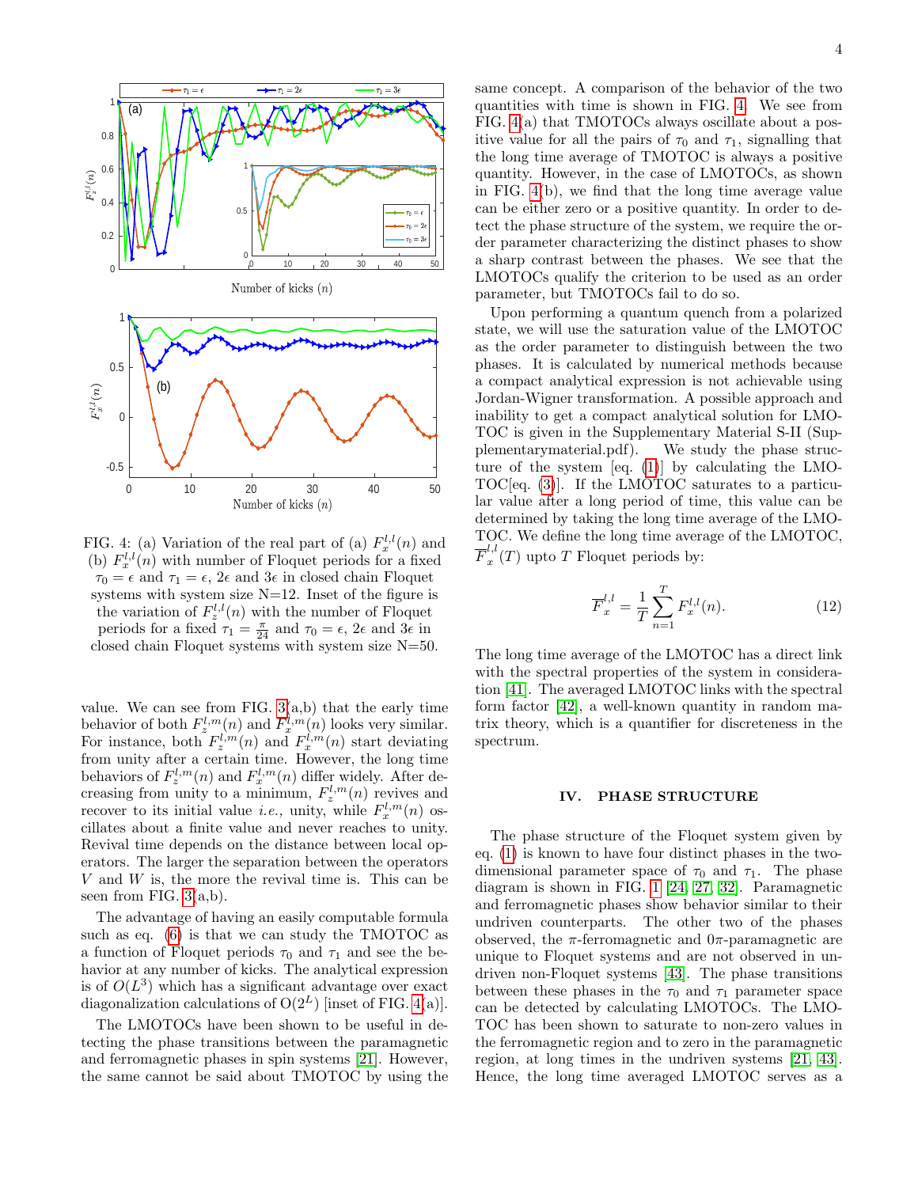FIG. 4: (a) Variation of the real part of (a) $F_x^{l,l}(n)$ and (b) $F_x^{l,l}(n)$ with number of Floquet periods for a fixed $\tau_0 = \epsilon$ and $\tau_1 = \epsilon$, $2\epsilon$ and $3\epsilon$ in closed chain Floquet systems with system size N=12. Inset of the figure is the variation of $F_z^{l,l}(n)$ with the number of Floquet periods for a fixed $\tau_1 = \frac{\pi}{24}$ and $\tau_0 = \epsilon$, $2\epsilon$ and $3\epsilon$ in closed chain Floquet systems with system size N=50.

value. We can see from FIG. 3(a,b) that the early time behavior of both $F_z^{l,m}(n)$ and $F_x^{l,m}(n)$ looks very similar. For instance, both $F_z^{l,m}(n)$ and $F_x^{l,m}(n)$ start deviating from unity after a certain time. The long time behaviors of $F_z^{l,m}(n)$ and $F_x^{l,m}(n)$ differ widely. After decreasing from unity to a minimum, $F_z^{l,m}(n)$ revives and recover to its initial value *i.e.,* unity, while $F_x^{l,m}(n)$ oscillates about a finite value and never reaches to unity. Revival time depends on the distance between local operators. The larger the separation between the operators $V$ and $W$ is, the more the revival time is. This can be seen from FIG. 3(a,b).

The advantage of having an easily computable formula such as eq. (6) is that we can study the TMOTOC as a function of Floquet periods $\tau_0$ and $\tau_1$ and the behavior at any number of kicks. The analytical expression is of $O(L^3)$ which has a significant advantage over exact diagonalization calculations of O($2^L$) [inset of FIG. 4(a)].

The LMOTOCs have been shown to be useful in detecting the phase transitions between the paramagnetic and ferromagnetic phases in spin systems [21]. However, the same cannot be said about TMOTOC by using the same concept. A comparison of the behavior of the two quantities with time is shown in FIG. 4. We see from FIG. 4(a) that TMOTOCs always oscillate about a positive value for all the pairs of $\tau_0$ and $\tau_1$, signalling that the long time average of TMOTOC is always a positive quantity. However, in the case of LMOTOCs, as shown in FIG. 4(b), we find that the long time average value can be either zero or a positive quantity. In order to detect the phase structure of the system, we require the order parameter characterizing the distinct phases to show a sharp contrast between the phases. We see that the LMOTOCs qualify the criterion to be used as an order parameter, but TMOTOCs fail to do so.

Upon performing a quantum quench from a polarized state, we will use the saturation value of the LMOTOC as the order parameter to distinguish between the two phases. It is calculated by numerical methods because a compact analytical expression is not achievable using Jordan-Wigner transformation. A possible approach and inability to get a compact analytical solution for LMOTOC is given in the Supplementary Material S-II (Supplementarymaterial.pdf). We study the phase structure of the system [eq. (1)] by calculating the LMOTOC[eq. (3)]. If the LMOTOC saturates to a particular value after a long period of time, this value can be determined by taking the long time average of the LMOTOC. We define the long time average of the LMOTOC, $\overline{F}_x^{l,l}(T)$ upto $T$ Floquet periods by:

$$\overline{F}_x^{l,l} = \frac{1}{T}\sum_{n=1}^{T} F_x^{l,l}(n). \tag{12}$$

The long time average of the LMOTOC has a direct link with the spectral properties of the system in consideration [41]. The averaged LMOTOC links with the spectral form factor [42], a well-known quantity in random matrix theory, which is a quantifier for discreteness in the spectrum.

## IV. PHASE STRUCTURE

The phase structure of the Floquet system given by eq. (1) is known to have four distinct phases in the two-dimensional parameter space of $\tau_0$ and $\tau_1$. The phase diagram is shown in FIG. 1 [24, 27, 32]. Paramagnetic and ferromagnetic phases show behavior similar to their undriven counterparts. The other two of the phases observed, the $\pi$-ferromagnetic and $0\pi$-paramagnetic are unique to Floquet systems and are not observed in undriven non-Floquet systems [43]. The phase transitions between these phases in the $\tau_0$ and $\tau_1$ parameter space can be detected by calculating LMOTOCs. The LMOTOC has been shown to saturate to non-zero values in the ferromagnetic region and to zero in the paramagnetic region, at long times in the undriven systems [21, 43]. Hence, the long time averaged LMOTOC serves as a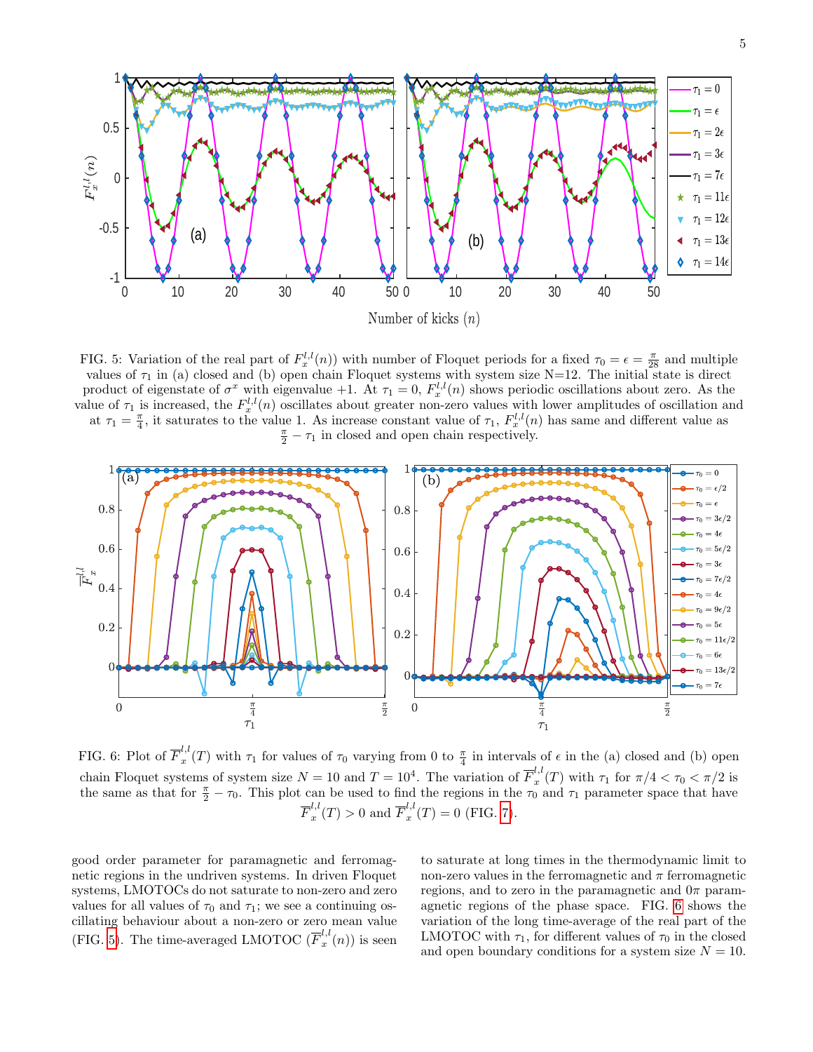FIG. 5: Variation of the real part of $F_x^{l,l}(n)$) with number of Floquet periods for a fixed $\tau_0 = \epsilon = \frac{\pi}{28}$ and multiple values of $\tau_1$ in (a) closed and (b) open chain Floquet systems with system size N=12. The initial state is direct product of eigenstate of $\sigma^x$ with eigenvalue +1. At $\tau_1 = 0$, $F_x^{l,l}(n)$ shows periodic oscillations about zero. As the value of $\tau_1$ is increased, the $F_x^{l,l}(n)$ oscillates about greater non-zero values with lower amplitudes of oscillation and at $\tau_1 = \frac{\pi}{4}$, it saturates to the value 1. As increase constant value of $\tau_1$, $F_x^{l,l}(n)$ has same and different value as $\frac{\pi}{2} - \tau_1$ in closed and open chain respectively.

FIG. 6: Plot of $\overline{F}_x^{l,l}(T)$ with $\tau_1$ for values of $\tau_0$ varying from 0 to $\frac{\pi}{4}$ in intervals of $\epsilon$ in the (a) closed and (b) open chain Floquet systems of system size $N = 10$ and $T = 10^4$. The variation of $\overline{F}_x^{l,l}(T)$ with $\tau_1$ for $\pi/4 < \tau_0 < \pi/2$ is the same as that for $\frac{\pi}{2} - \tau_0$. This plot can be used to find the regions in the $\tau_0$ and $\tau_1$ parameter space that have $\overline{F}_x^{l,l}(T) > 0$ and $\overline{F}_x^{l,l}(T) = 0$ (FIG. 7).

good order parameter for paramagnetic and ferromagnetic regions in the undriven systems. In driven Floquet systems, LMOTOCs do not saturate to non-zero and zero values for all values of $\tau_0$ and $\tau_1$; we see a continuing oscillating behaviour about a non-zero or zero mean value (FIG. 5). The time-averaged LMOTOC ($\overline{F}_x^{l,l}(n)$) is seen to saturate at long times in the thermodynamic limit to non-zero values in the ferromagnetic and $\pi$ ferromagnetic regions, and to zero in the paramagnetic and $0\pi$ paramagnetic regions of the phase space. FIG. 6 shows the variation of the long time-average of the real part of the LMOTOC with $\tau_1$, for different values of $\tau_0$ in the closed and open boundary conditions for a system size $N = 10$.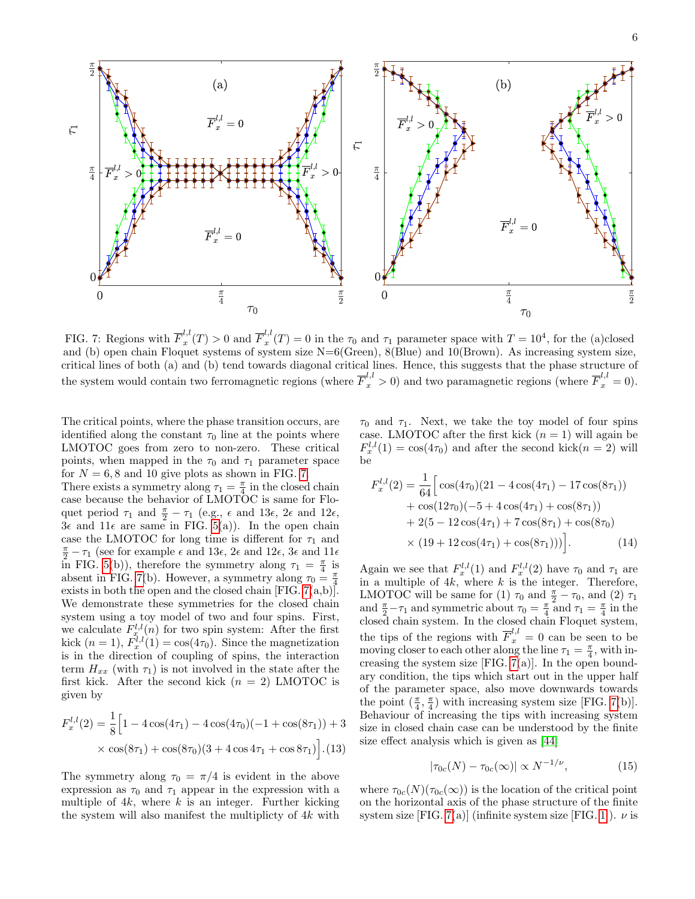FIG. 7: Regions with $\overline{F}_x^{l,l}(T) > 0$ and $\overline{F}_x^{l,l}(T) = 0$ in the $\tau_0$ and $\tau_1$ parameter space with $T = 10^4$, for the (a)closed and (b) open chain Floquet systems of system size N=6(Green), 8(Blue) and 10(Brown). As increasing system size, critical lines of both (a) and (b) tend towards diagonal critical lines. Hence, this suggests that the phase structure of the system would contain two ferromagnetic regions (where $\overline{F}_x^{l,l} > 0$) and two paramagnetic regions (where $\overline{F}_x^{l,l} = 0$).

The critical points, where the phase transition occurs, are identified along the constant $\tau_0$ line at the points where LMOTOC goes from zero to non-zero. These critical points, when mapped in the $\tau_0$ and $\tau_1$ parameter space for $N = 6, 8$ and $10$ give plots as shown in FIG. 7.

There exists a symmetry along $\tau_1 = \frac{\pi}{4}$ in the closed chain case because the behavior of LMOTOC is same for Floquet period $\tau_1$ and $\frac{\pi}{2} - \tau_1$ (e.g., $\epsilon$ and $13\epsilon$, $2\epsilon$ and $12\epsilon$, $3\epsilon$ and $11\epsilon$ are same in FIG. 5(a)). In the open chain case the LMOTOC for long time is different for $\tau_1$ and $\frac{\pi}{2} - \tau_1$ (see for example $\epsilon$ and $13\epsilon$, $2\epsilon$ and $12\epsilon$, $3\epsilon$ and $11\epsilon$ in FIG. 5(b)), therefore the symmetry along $\tau_1 = \frac{\pi}{4}$ is absent in FIG. 7(b). However, a symmetry along $\tau_0 = \frac{\pi}{4}$ exists in both the open and the closed chain [FIG. 7(a,b)]. We demonstrate these symmetries for the closed chain system using a toy model of two and four spins. First, we calculate $F_x^{l,l}(n)$ for two spin system: After the first kick ($n = 1$), $F_x^{l,l}(1) = \cos(4\tau_0)$. Since the magnetization is in the direction of coupling of spins, the interaction term $H_{xx}$ (with $\tau_1$) is not involved in the state after the first kick. After the second kick ($n = 2$) LMOTOC is given by

$$F_x^{l,l}(2) = \frac{1}{8}\Big[1 - 4\cos(4\tau_1) - 4\cos(4\tau_0)(-1 + \cos(8\tau_1)) + 3 \times \cos(8\tau_1) + \cos(8\tau_0)(3 + 4\cos 4\tau_1 + \cos 8\tau_1)\Big]. \quad (13)$$

The symmetry along $\tau_0 = \pi/4$ is evident in the above expression as $\tau_0$ and $\tau_1$ appear in the expression with a multiple of $4k$, where $k$ is an integer. Further kicking the system will also manifest the multiplicty of $4k$ with $\tau_0$ and $\tau_1$. Next, we take the toy model of four spins case. LMOTOC after the first kick ($n = 1$) will again be $F_x^{l,l}(1) = \cos(4\tau_0)$ and after the second kick($n = 2$) will be

$$\begin{aligned}
F_x^{l,l}(2) = \frac{1}{64}\Big[&\cos(4\tau_0)(21 - 4\cos(4\tau_1) - 17\cos(8\tau_1)) \\
&+ \cos(12\tau_0)(-5 + 4\cos(4\tau_1) + \cos(8\tau_1)) \\
&+ 2(5 - 12\cos(4\tau_1) + 7\cos(8\tau_1) + \cos(8\tau_0) \\
&\times (19 + 12\cos(4\tau_1) + \cos(8\tau_1)))\Big]. \quad (14)
\end{aligned}$$

Again we see that $F_x^{l,l}(1)$ and $F_x^{l,l}(2)$ have $\tau_0$ and $\tau_1$ are in a multiple of $4k$, where $k$ is the integer. Therefore, LMOTOC will be same for (1) $\tau_0$ and $\frac{\pi}{2} - \tau_0$, and (2) $\tau_1$ and $\frac{\pi}{2} - \tau_1$ and symmetric about $\tau_0 = \frac{\pi}{4}$ and $\tau_1 = \frac{\pi}{4}$ in the closed chain system. In the closed chain Floquet system, the tips of the regions with $\overline{F}_x^{l,l} = 0$ can be seen to be moving closer to each other along the line $\tau_1 = \frac{\pi}{4}$, with increasing the system size [FIG. 7(a)]. In the open boundary condition, the tips which start out in the upper half of the parameter space, also move downwards towards the point $(\frac{\pi}{4}, \frac{\pi}{4})$ with increasing system size [FIG. 7(b)]. Behaviour of increasing the tips with increasing system size in closed chain case can be understood by the finite size effect analysis which is given as [44]

$$|\tau_{0c}(N) - \tau_{0c}(\infty)| \propto N^{-1/\nu}, \quad (15)$$

where $\tau_{0c}(N)(\tau_{0c}(\infty))$ is the location of the critical point on the horizontal axis of the phase structure of the finite system size [FIG. 7(a)] (infinite system size [FIG. 1 ]). $\nu$ is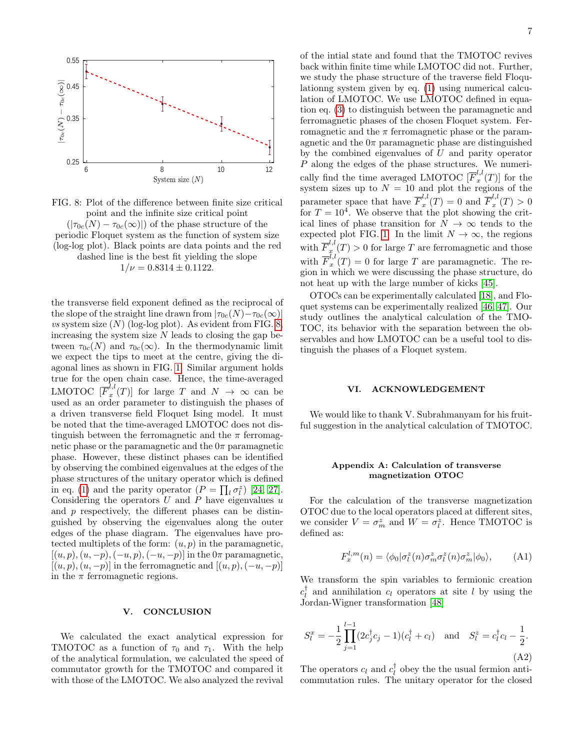FIG. 8: Plot of the difference between finite size critical point and the infinite size critical point ($|\tau_{0c}(N) - \tau_{0c}(\infty)|$) of the phase structure of the periodic Floquet system as the function of system size (log-log plot). Black points are data points and the red dashed line is the best fit yielding the slope $1/\nu = 0.8314 \pm 0.1122$.

the transverse field exponent defined as the reciprocal of the slope of the straight line drawn from $|\tau_{0c}(N) - \tau_{0c}(\infty)|$ *vs* system size ($N$) (log-log plot). As evident from FIG. 8, increasing the system size $N$ leads to closing the gap between $\tau_{0c}(N)$ and $\tau_{0c}(\infty)$. In the thermodynamic limit we expect the tips to meet at the centre, giving the diagonal lines as shown in FIG. 1. Similar argument holds true for the open chain case. Hence, the time-averaged LMOTOC $[\overline{F}_x^{l,l}(T)]$ for large $T$ and $N \to \infty$ can be used as an order parameter to distinguish the phases of a driven transverse field Floquet Ising model. It must be noted that the time-averaged LMOTOC does not distinguish between the ferromagnetic and the $\pi$ ferromagnetic phase or the paramagnetic and the $0\pi$ paramagnetic phase. However, these distinct phases can be identified by observing the combined eigenvalues at the edges of the phase structures of the unitary operator which is defined in eq. (1) and the parity operator ($P = \prod_l \sigma_l^z$) [24, 27]. Considering the operators $U$ and $P$ have eigenvalues $u$ and $p$ respectively, the different phases can be distinguished by observing the eigenvalues along the outer edges of the phase diagram. The eigenvalues have protected multiplets of the form: $(u, p)$ in the paramagnetic, $[(u, p), (u, -p), (-u, p), (-u, -p)]$ in the $0\pi$ paramagnetic, $[(u, p), (u, -p)]$ in the ferromagnetic and $[(u, p), (-u, -p)]$ in the $\pi$ ferromagnetic regions.

## V. CONCLUSION

We calculated the exact analytical expression for TMOTOC as a function of $\tau_0$ and $\tau_1$. With the help of the analytical formulation, we calculated the speed of commutator growth for the TMOTOC and compared it with those of the LMOTOC. We also analyzed the revival of the intial state and found that the TMOTOC revives back within finite time while LMOTOC did not. Further, we study the phase structure of the traverse field Floquetlationng system given by eq. (1) using numerical calculation of LMOTOC. We use LMOTOC defined in equation eq. (3) to distinguish between the paramagnetic and ferromagnetic phases of the chosen Floquet system. Ferromagnetic and the $\pi$ ferromagnetic phase or the paramagnetic and the $0\pi$ paramagnetic phase are distinguished by the combined eigenvalues of $U$ and parity operator $P$ along the edges of the phase structures. We numerically find the time averaged LMOTOC $[\overline{F}_x^{l,l}(T)]$ for the system sizes up to $N = 10$ and plot the regions of the parameter space that have $\overline{F}_x^{l,l}(T) = 0$ and $\overline{F}_x^{l,l}(T) > 0$ for $T = 10^4$. We observe that the plot showing the critical lines of phase transition for $N \to \infty$ tends to the expected plot FIG. 1. In the limit $N \to \infty$, the regions with $\overline{F}_x^{l,l}(T) > 0$ for large $T$ are ferromagnetic and those with $\overline{F}_x^{l,l}(T) = 0$ for large $T$ are paramagnetic. The region in which we were discussing the phase structure, do not heat up with the large number of kicks [45].

OTOCs can be experimentally calculated [18], and Floquet systems can be experimentally realized [46, 47]. Our study outlines the analytical calculation of the TMOTOC, its behavior with the separation between the observables and how LMOTOC can be a useful tool to distinguish the phases of a Floquet system.

## VI. ACKNOWLEDGEMENT

We would like to thank V. Subrahmanyam for his fruitful suggestion in the analytical calculation of TMOTOC.

## Appendix A: Calculation of transverse magnetization OTOC

For the calculation of the transverse magnetization OTOC due to the local operators placed at different sites, we consider $V = \sigma_m^z$ and $W = \sigma_l^z$. Hence TMOTOC is defined as:

$$F_x^{l,m}(n) = \langle \phi_0 | \sigma_l^z(n) \sigma_m^z \sigma_l^z(n) \sigma_m^z | \phi_0 \rangle, \tag{A1}$$

We transform the spin variables to fermionic creation $c_l^\dagger$ and annihilation $c_l$ operators at site $l$ by using the Jordan-Wigner transformation [48]

$$S_l^x = -\frac{1}{2} \prod_{j=1}^{l-1} (2c_j^\dagger c_j - 1)(c_l^\dagger + c_l) \quad \text{and} \quad S_l^z = c_l^\dagger c_l - \frac{1}{2}. \tag{A2}$$

The operators $c_l$ and $c_l^\dagger$ obey the the usual fermion anticommutation rules. The unitary operator for the closed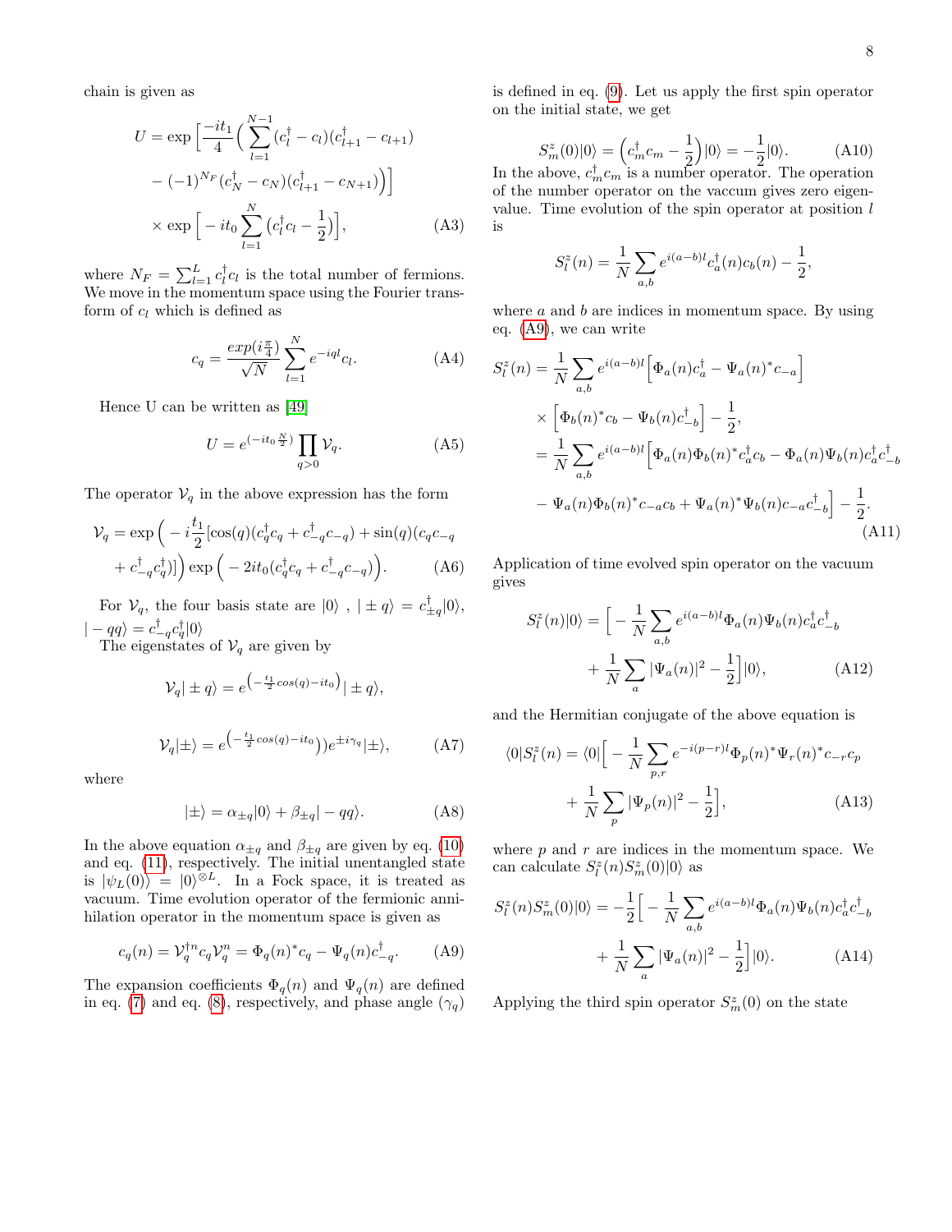chain is given as

$$U = \exp\Big[\frac{-it_1}{4}\Big(\sum_{l=1}^{N-1}(c_l^\dagger - c_l)(c_{l+1}^\dagger - c_{l+1}) - (-1)^{N_F}(c_N^\dagger - c_N)(c_{l+1}^\dagger - c_{N+1})\Big)\Big] \times \exp\Big[-it_0\sum_{l=1}^{N}\big(c_l^\dagger c_l - \frac{1}{2}\big)\Big], \tag{A3}$$

where $N_F = \sum_{l=1}^{L} c_l^\dagger c_l$ is the total number of fermions. We move in the momentum space using the Fourier transform of $c_l$ which is defined as

$$c_q = \frac{exp(i\frac{\pi}{4})}{\sqrt{N}}\sum_{l=1}^{N} e^{-iql}c_l. \tag{A4}$$

Hence U can be written as [49]

$$U = e^{(-it_0\frac{N}{2})}\prod_{q>0}\mathcal{V}_q. \tag{A5}$$

The operator $\mathcal{V}_q$ in the above expression has the form

$$\mathcal{V}_q = \exp\Big(-i\frac{t_1}{2}[\cos(q)(c_q^\dagger c_q + c_{-q}^\dagger c_{-q}) + \sin(q)(c_q c_{-q} + c_{-q}^\dagger c_q^\dagger)]\Big)\exp\Big(-2it_0(c_q^\dagger c_q + c_{-q}^\dagger c_{-q})\Big). \tag{A6}$$

For $\mathcal{V}_q$, the four basis state are $|0\rangle$ , $|\pm q\rangle = c_{\pm q}^\dagger|0\rangle$, $|-qq\rangle = c_{-q}^\dagger c_q^\dagger|0\rangle$

The eigenstates of $\mathcal{V}_q$ are given by

$$\mathcal{V}_q|\pm q\rangle = e^{\left(-\frac{t_1}{2}cos(q)-it_0\right)}|\pm q\rangle,$$

$$\mathcal{V}_q|\pm\rangle = e^{\left(-\frac{t_1}{2}cos(q)-it_0\right))}e^{\pm i\gamma_q}|\pm\rangle, \tag{A7}$$

where

$$|\pm\rangle = \alpha_{\pm q}|0\rangle + \beta_{\pm q}|-qq\rangle. \tag{A8}$$

In the above equation $\alpha_{\pm q}$ and $\beta_{\pm q}$ are given by eq. (10) and eq. (11), respectively. The initial unentangled state is $|\psi_L(0)\rangle = |0\rangle^{\otimes L}$. In a Fock space, it is treated as vacuum. Time evolution operator of the fermionic annihilation operator in the momentum space is given as

$$c_q(n) = \mathcal{V}_q^{\dagger n}c_q\mathcal{V}_q^n = \Phi_q(n)^* c_q - \Psi_q(n)c_{-q}^\dagger. \tag{A9}$$

The expansion coefficients $\Phi_q(n)$ and $\Psi_q(n)$ are defined in eq. (7) and eq. (8), respectively, and phase angle ($\gamma_q$) is defined in eq. (9). Let us apply the first spin operator on the initial state, we get

$$S_m^z(0)|0\rangle = \Big(c_m^\dagger c_m - \frac{1}{2}\Big)|0\rangle = -\frac{1}{2}|0\rangle. \tag{A10}$$

In the above, $c_m^\dagger c_m$ is a number operator. The operation of the number operator on the vaccum gives zero eigenvalue. Time evolution of the spin operator at position $l$ is

$$S_l^z(n) = \frac{1}{N}\sum_{a,b} e^{i(a-b)l}c_a^\dagger(n)c_b(n) - \frac{1}{2},$$

where $a$ and $b$ are indices in momentum space. By using eq. (A9), we can write

$$\begin{aligned}
S_l^z(n) &= \frac{1}{N}\sum_{a,b} e^{i(a-b)l}\Big[\Phi_a(n)c_a^\dagger - \Psi_a(n)^* c_{-a}\Big] \times \Big[\Phi_b(n)^* c_b - \Psi_b(n)c_{-b}^\dagger\Big] - \frac{1}{2},\\
&= \frac{1}{N}\sum_{a,b} e^{i(a-b)l}\Big[\Phi_a(n)\Phi_b(n)^* c_a^\dagger c_b - \Phi_a(n)\Psi_b(n)c_a^\dagger c_{-b}^\dagger\\
&\quad - \Psi_a(n)\Phi_b(n)^* c_{-a}c_b + \Psi_a(n)^*\Psi_b(n)c_{-a}c_{-b}^\dagger\Big] - \frac{1}{2}.
\end{aligned} \tag{A11}$$

Application of time evolved spin operator on the vacuum gives

$$S_l^z(n)|0\rangle = \Big[-\frac{1}{N}\sum_{a,b} e^{i(a-b)l}\Phi_a(n)\Psi_b(n)c_a^\dagger c_{-b}^\dagger + \frac{1}{N}\sum_a |\Psi_a(n)|^2 - \frac{1}{2}\Big]|0\rangle, \tag{A12}$$

and the Hermitian conjugate of the above equation is

$$\langle 0|S_l^z(n) = \langle 0|\Big[-\frac{1}{N}\sum_{p,r} e^{-i(p-r)l}\Phi_p(n)^*\Psi_r(n)^* c_{-r}c_p + \frac{1}{N}\sum_p |\Psi_p(n)|^2 - \frac{1}{2}\Big], \tag{A13}$$

where $p$ and $r$ are indices in the momentum space. We can calculate $S_l^z(n)S_m^z(0)|0\rangle$ as

$$S_l^z(n)S_m^z(0)|0\rangle = -\frac{1}{2}\Big[-\frac{1}{N}\sum_{a,b} e^{i(a-b)l}\Phi_a(n)\Psi_b(n)c_a^\dagger c_{-b}^\dagger + \frac{1}{N}\sum_a |\Psi_a(n)|^2 - \frac{1}{2}\Big]|0\rangle. \tag{A14}$$

Applying the third spin operator $S_m^z(0)$ on the state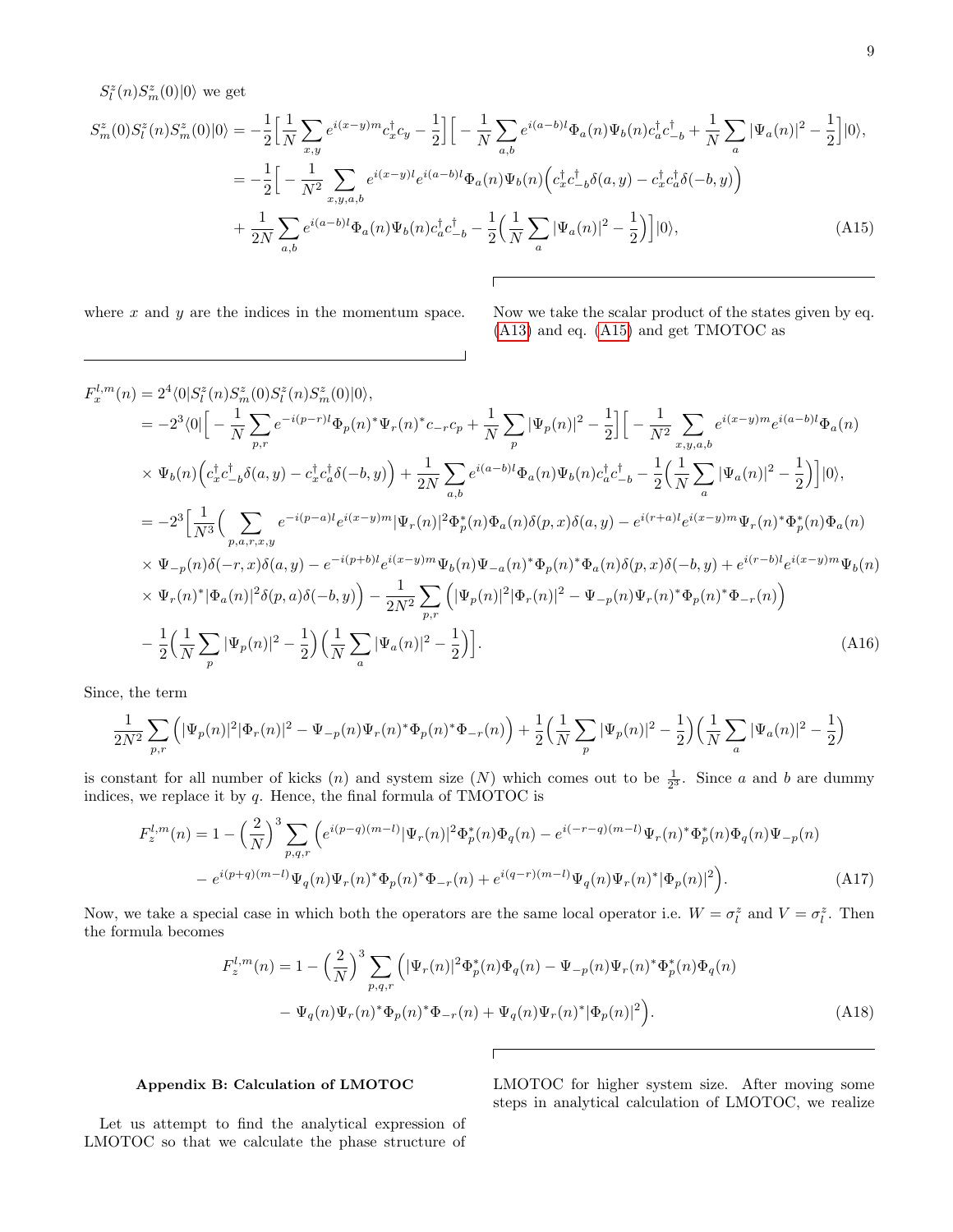$S^z_l(n)S^z_m(0)|0\rangle$ we get

$$
\begin{aligned}
S^z_m(0)S^z_l(n)S^z_m(0)|0\rangle &= -\frac{1}{2}\Big[\frac{1}{N}\sum_{x,y} e^{i(x-y)m}c^\dagger_x c_y - \frac{1}{2}\Big]\Big[-\frac{1}{N}\sum_{a,b} e^{i(a-b)l}\Phi_a(n)\Psi_b(n)c^\dagger_a c^\dagger_{-b} + \frac{1}{N}\sum_a |\Psi_a(n)|^2 - \frac{1}{2}\Big]|0\rangle, \\
&= -\frac{1}{2}\Big[-\frac{1}{N^2}\sum_{x,y,a,b} e^{i(x-y)l}e^{i(a-b)l}\Phi_a(n)\Psi_b(n)\Big(c^\dagger_x c^\dagger_{-b}\delta(a,y) - c^\dagger_x c^\dagger_a \delta(-b,y)\Big) \\
&\quad + \frac{1}{2N}\sum_{a,b} e^{i(a-b)l}\Phi_a(n)\Psi_b(n)c^\dagger_a c^\dagger_{-b} - \frac{1}{2}\Big(\frac{1}{N}\sum_a |\Psi_a(n)|^2 - \frac{1}{2}\Big)\Big]|0\rangle,
\end{aligned} \tag{A15}
$$

where $x$ and $y$ are the indices in the momentum space.

Now we take the scalar product of the states given by eq. (A13) and eq. (A15) and get TMOTOC as

$$
\begin{aligned}
F^{l,m}_x(n) &= 2^4\langle 0|S^z_l(n)S^z_m(0)S^z_l(n)S^z_m(0)|0\rangle, \\
&= -2^3\langle 0|\Big[-\frac{1}{N}\sum_{p,r} e^{-i(p-r)l}\Phi_p(n)^*\Psi_r(n)^* c_{-r}c_p + \frac{1}{N}\sum_p |\Psi_p(n)|^2 - \frac{1}{2}\Big]\Big[-\frac{1}{N^2}\sum_{x,y,a,b} e^{i(x-y)m}e^{i(a-b)l}\Phi_a(n) \\
&\quad \times \Psi_b(n)\Big(c^\dagger_x c^\dagger_{-b}\delta(a,y) - c^\dagger_x c^\dagger_a\delta(-b,y)\Big) + \frac{1}{2N}\sum_{a,b} e^{i(a-b)l}\Phi_a(n)\Psi_b(n)c^\dagger_a c^\dagger_{-b} - \frac{1}{2}\Big(\frac{1}{N}\sum_a |\Psi_a(n)|^2 - \frac{1}{2}\Big)\Big]|0\rangle, \\
&= -2^3\Big[\frac{1}{N^3}\Big(\sum_{p,a,r,x,y} e^{-i(p-a)l}e^{i(x-y)m}|\Psi_r(n)|^2\Phi^*_p(n)\Phi_a(n)\delta(p,x)\delta(a,y) - e^{i(r+a)l}e^{i(x-y)m}\Psi_r(n)^*\Phi^*_p(n)\Phi_a(n) \\
&\quad \times \Psi_{-p}(n)\delta(-r,x)\delta(a,y) - e^{-i(p+b)l}e^{i(x-y)m}\Psi_b(n)\Psi_{-a}(n)^*\Phi_p(n)^*\Phi_a(n)\delta(p,x)\delta(-b,y) + e^{i(r-b)l}e^{i(x-y)m}\Psi_b(n) \\
&\quad \times \Psi_r(n)^*|\Phi_a(n)|^2\delta(p,a)\delta(-b,y)\Big) - \frac{1}{2N^2}\sum_{p,r}\Big(|\Psi_p(n)|^2|\Phi_r(n)|^2 - \Psi_{-p}(n)\Psi_r(n)^*\Phi_p(n)^*\Phi_{-r}(n)\Big) \\
&\quad - \frac{1}{2}\Big(\frac{1}{N}\sum_p |\Psi_p(n)|^2 - \frac{1}{2}\Big)\Big(\frac{1}{N}\sum_a |\Psi_a(n)|^2 - \frac{1}{2}\Big)\Big].
\end{aligned} \tag{A16}
$$

Since, the term

$$
\frac{1}{2N^2}\sum_{p,r}\Big(|\Psi_p(n)|^2|\Phi_r(n)|^2 - \Psi_{-p}(n)\Psi_r(n)^*\Phi_p(n)^*\Phi_{-r}(n)\Big) + \frac{1}{2}\Big(\frac{1}{N}\sum_p |\Psi_p(n)|^2 - \frac{1}{2}\Big)\Big(\frac{1}{N}\sum_a |\Psi_a(n)|^2 - \frac{1}{2}\Big)
$$

is constant for all number of kicks ($n$) and system size ($N$) which comes out to be $\frac{1}{2^3}$. Since $a$ and $b$ are dummy indices, we replace it by $q$. Hence, the final formula of TMOTOC is

$$
\begin{aligned}
F^{l,m}_z(n) = 1 - \Big(\frac{2}{N}\Big)^3 \sum_{p,q,r}\Big(& e^{i(p-q)(m-l)}|\Psi_r(n)|^2\Phi^*_p(n)\Phi_q(n) - e^{i(-r-q)(m-l)}\Psi_r(n)^*\Phi^*_p(n)\Phi_q(n)\Psi_{-p}(n) \\
& - e^{i(p+q)(m-l)}\Psi_q(n)\Psi_r(n)^*\Phi_p(n)^*\Phi_{-r}(n) + e^{i(q-r)(m-l)}\Psi_q(n)\Psi_r(n)^*|\Phi_p(n)|^2\Big).
\end{aligned} \tag{A17}
$$

Now, we take a special case in which both the operators are the same local operator i.e. $W = \sigma^z_l$ and $V = \sigma^z_l$. Then the formula becomes

$$
\begin{aligned}
F^{l,m}_z(n) = 1 - \Big(\frac{2}{N}\Big)^3 \sum_{p,q,r}\Big(& |\Psi_r(n)|^2\Phi^*_p(n)\Phi_q(n) - \Psi_{-p}(n)\Psi_r(n)^*\Phi^*_p(n)\Phi_q(n) \\
& - \Psi_q(n)\Psi_r(n)^*\Phi_p(n)^*\Phi_{-r}(n) + \Psi_q(n)\Psi_r(n)^*|\Phi_p(n)|^2\Big).
\end{aligned} \tag{A18}
$$

### Appendix B: Calculation of LMOTOC

Let us attempt to find the analytical expression of LMOTOC so that we calculate the phase structure of LMOTOC for higher system size. After moving some steps in analytical calculation of LMOTOC, we realize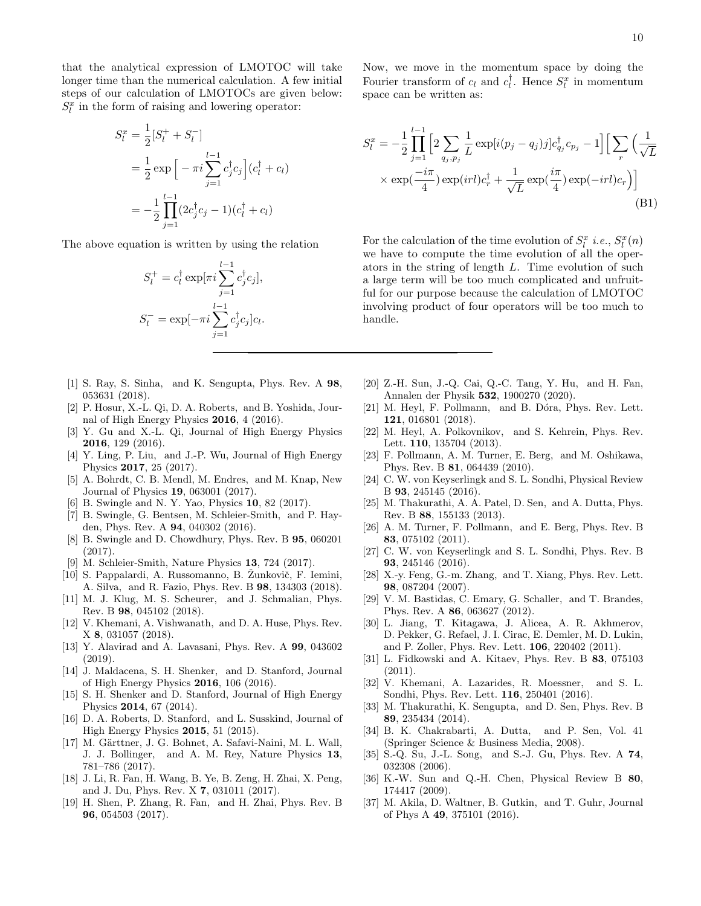that the analytical expression of LMOTOC will take longer time than the numerical calculation. A few initial steps of our calculation of LMOTOCs are given below: $S_l^x$ in the form of raising and lowering operator:

$$
\begin{aligned}
S_l^x &= \frac{1}{2}[S_l^+ + S_l^-] \\
&= \frac{1}{2}\exp\Big[-\pi i \sum_{j=1}^{l-1} c_j^\dagger c_j\Big](c_l^\dagger + c_l) \\
&= -\frac{1}{2}\prod_{j=1}^{l-1}(2c_j^\dagger c_j - 1)(c_l^\dagger + c_l)
\end{aligned}
$$

The above equation is written by using the relation

$$
S_l^+ = c_l^\dagger \exp[\pi i \sum_{j=1}^{l-1} c_j^\dagger c_j],
$$

$$
S_l^- = \exp[-\pi i \sum_{j=1}^{l-1} c_j^\dagger c_j] c_l.
$$

Now, we move in the momentum space by doing the Fourier transform of $c_l$ and $c_l^\dagger$. Hence $S_l^x$ in momentum space can be written as:

$$
\begin{aligned}
S_l^x = -\frac{1}{2}\prod_{j=1}^{l-1}\Big[2\sum_{q_j,p_j}\frac{1}{L}\exp[i(p_j-q_j)j]c_{q_j}^\dagger c_{p_j} - 1\Big]\Big[\sum_r\Big(\frac{1}{\sqrt{L}} \\
\times \exp(\frac{-i\pi}{4})\exp(irl)c_r^\dagger + \frac{1}{\sqrt{L}}\exp(\frac{i\pi}{4})\exp(-irl)c_r\Big)\Big]
\end{aligned} \tag{B1}
$$

For the calculation of the time evolution of $S_l^x$ *i.e.*, $S_l^x(n)$ we have to compute the time evolution of all the operators in the string of length $L$. Time evolution of such a large term will be too much complicated and unfruitful for our purpose because the calculation of LMOTOC involving product of four operators will be too much to handle.

---

- [1] S. Ray, S. Sinha, and K. Sengupta, Phys. Rev. A **98**, 053631 (2018).
- [2] P. Hosur, X.-L. Qi, D. A. Roberts, and B. Yoshida, Journal of High Energy Physics **2016**, 4 (2016).
- [3] Y. Gu and X.-L. Qi, Journal of High Energy Physics **2016**, 129 (2016).
- [4] Y. Ling, P. Liu, and J.-P. Wu, Journal of High Energy Physics **2017**, 25 (2017).
- [5] A. Bohrdt, C. B. Mendl, M. Endres, and M. Knap, New Journal of Physics **19**, 063001 (2017).
- [6] B. Swingle and N. Y. Yao, Physics **10**, 82 (2017).
- [7] B. Swingle, G. Bentsen, M. Schleier-Smith, and P. Hayden, Phys. Rev. A **94**, 040302 (2016).
- [8] B. Swingle and D. Chowdhury, Phys. Rev. B **95**, 060201 (2017).
- [9] M. Schleier-Smith, Nature Physics **13**, 724 (2017).
- [10] S. Pappalardi, A. Russomanno, B. Žunkovič, F. Iemini, A. Silva, and R. Fazio, Phys. Rev. B **98**, 134303 (2018).
- [11] M. J. Klug, M. S. Scheurer, and J. Schmalian, Phys. Rev. B **98**, 045102 (2018).
- [12] V. Khemani, A. Vishwanath, and D. A. Huse, Phys. Rev. X **8**, 031057 (2018).
- [13] Y. Alavirad and A. Lavasani, Phys. Rev. A **99**, 043602 (2019).
- [14] J. Maldacena, S. H. Shenker, and D. Stanford, Journal of High Energy Physics **2016**, 106 (2016).
- [15] S. H. Shenker and D. Stanford, Journal of High Energy Physics **2014**, 67 (2014).
- [16] D. A. Roberts, D. Stanford, and L. Susskind, Journal of High Energy Physics **2015**, 51 (2015).
- [17] M. Gärttner, J. G. Bohnet, A. Safavi-Naini, M. L. Wall, J. J. Bollinger, and A. M. Rey, Nature Physics **13**, 781–786 (2017).
- [18] J. Li, R. Fan, H. Wang, B. Ye, B. Zeng, H. Zhai, X. Peng, and J. Du, Phys. Rev. X **7**, 031011 (2017).
- [19] H. Shen, P. Zhang, R. Fan, and H. Zhai, Phys. Rev. B **96**, 054503 (2017).
- [20] Z.-H. Sun, J.-Q. Cai, Q.-C. Tang, Y. Hu, and H. Fan, Annalen der Physik **532**, 1900270 (2020).
- [21] M. Heyl, F. Pollmann, and B. Dóra, Phys. Rev. Lett. **121**, 016801 (2018).
- [22] M. Heyl, A. Polkovnikov, and S. Kehrein, Phys. Rev. Lett. **110**, 135704 (2013).
- [23] F. Pollmann, A. M. Turner, E. Berg, and M. Oshikawa, Phys. Rev. B **81**, 064439 (2010).
- [24] C. W. von Keyserlingk and S. L. Sondhi, Physical Review B **93**, 245145 (2016).
- [25] M. Thakurathi, A. A. Patel, D. Sen, and A. Dutta, Phys. Rev. B **88**, 155133 (2013).
- [26] A. M. Turner, F. Pollmann, and E. Berg, Phys. Rev. B **83**, 075102 (2011).
- [27] C. W. von Keyserlingk and S. L. Sondhi, Phys. Rev. B **93**, 245146 (2016).
- [28] X.-y. Feng, G.-m. Zhang, and T. Xiang, Phys. Rev. Lett. **98**, 087204 (2007).
- [29] V. M. Bastidas, C. Emary, G. Schaller, and T. Brandes, Phys. Rev. A **86**, 063627 (2012).
- [30] L. Jiang, T. Kitagawa, J. Alicea, A. R. Akhmerov, D. Pekker, G. Refael, J. I. Cirac, E. Demler, M. D. Lukin, and P. Zoller, Phys. Rev. Lett. **106**, 220402 (2011).
- [31] L. Fidkowski and A. Kitaev, Phys. Rev. B **83**, 075103 (2011).
- [32] V. Khemani, A. Lazarides, R. Moessner, and S. L. Sondhi, Phys. Rev. Lett. **116**, 250401 (2016).
- [33] M. Thakurathi, K. Sengupta, and D. Sen, Phys. Rev. B **89**, 235434 (2014).
- [34] B. K. Chakrabarti, A. Dutta, and P. Sen, Vol. 41 (Springer Science & Business Media, 2008).
- [35] S.-Q. Su, J.-L. Song, and S.-J. Gu, Phys. Rev. A **74**, 032308 (2006).
- [36] K.-W. Sun and Q.-H. Chen, Physical Review B **80**, 174417 (2009).
- [37] M. Akila, D. Waltner, B. Gutkin, and T. Guhr, Journal of Phys A **49**, 375101 (2016).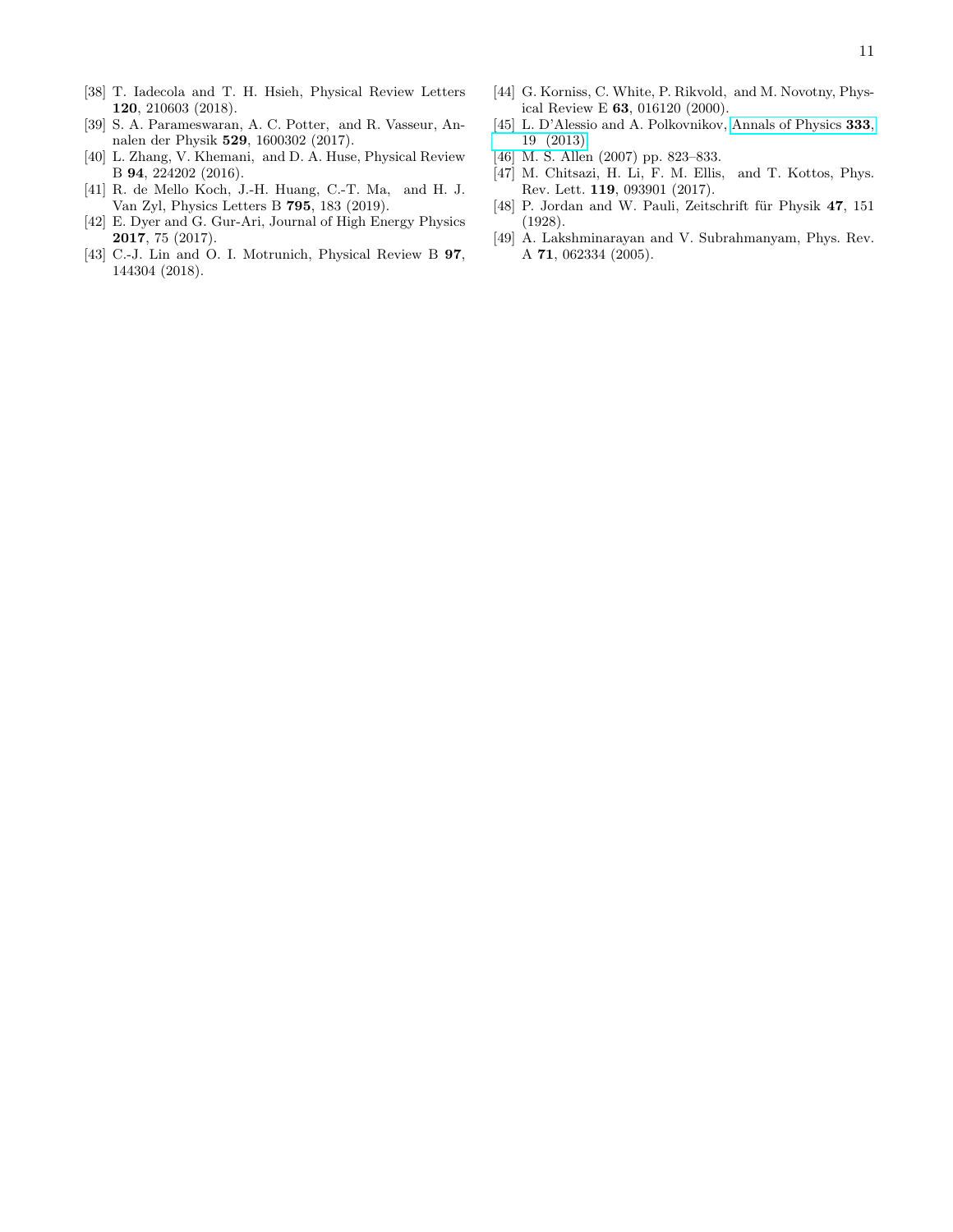[38] T. Iadecola and T. H. Hsieh, Physical Review Letters **120**, 210603 (2018).

[39] S. A. Parameswaran, A. C. Potter, and R. Vasseur, Annalen der Physik **529**, 1600302 (2017).

[40] L. Zhang, V. Khemani, and D. A. Huse, Physical Review B **94**, 224202 (2016).

[41] R. de Mello Koch, J.-H. Huang, C.-T. Ma, and H. J. Van Zyl, Physics Letters B **795**, 183 (2019).

[42] E. Dyer and G. Gur-Ari, Journal of High Energy Physics **2017**, 75 (2017).

[43] C.-J. Lin and O. I. Motrunich, Physical Review B **97**, 144304 (2018).

[44] G. Korniss, C. White, P. Rikvold, and M. Novotny, Physical Review E **63**, 016120 (2000).

[45] L. D'Alessio and A. Polkovnikov, Annals of Physics **333**, 19 (2013).

[46] M. S. Allen (2007) pp. 823–833.

[47] M. Chitsazi, H. Li, F. M. Ellis, and T. Kottos, Phys. Rev. Lett. **119**, 093901 (2017).

[48] P. Jordan and W. Pauli, Zeitschrift für Physik **47**, 151 (1928).

[49] A. Lakshminarayan and V. Subrahmanyam, Phys. Rev. A **71**, 062334 (2005).